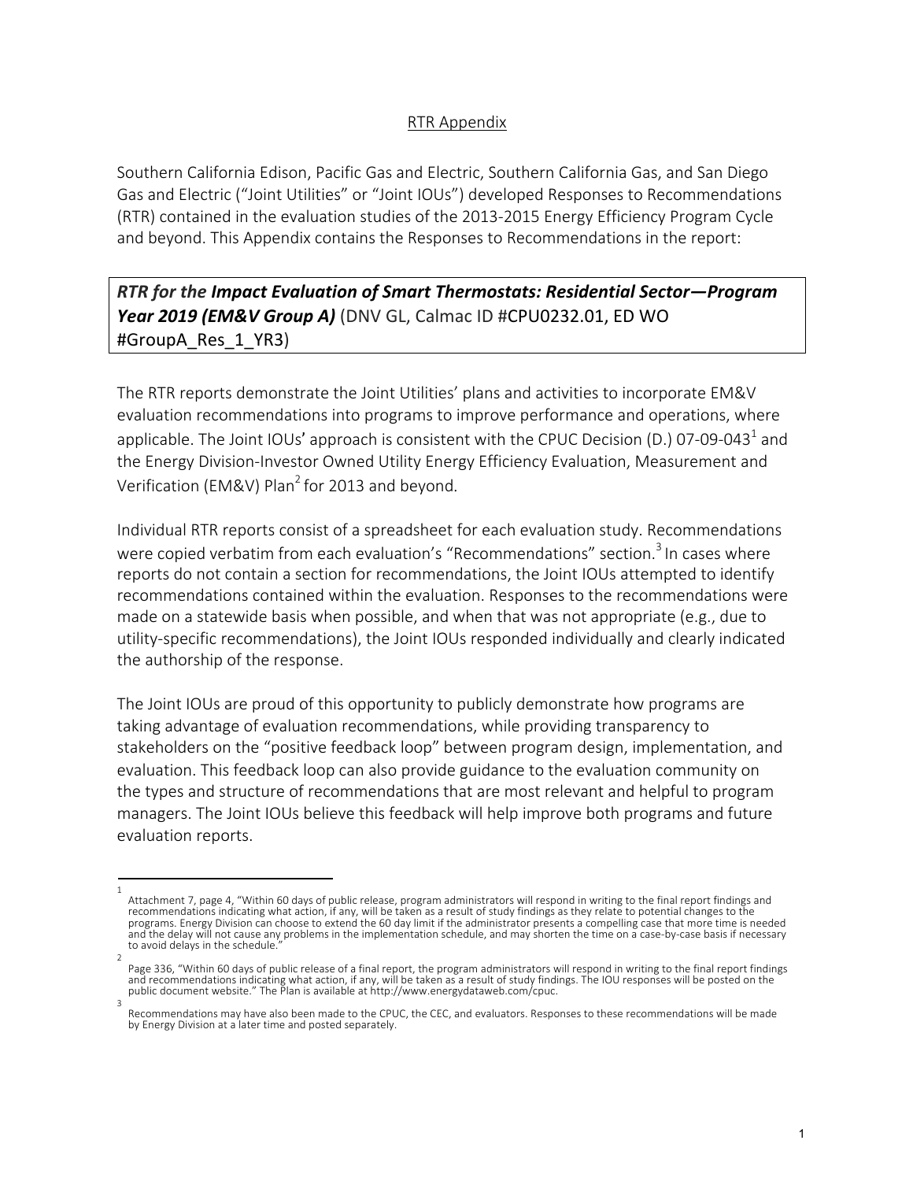RTR Appendix

Southern California Edison, Pacific Gas and Electric, Southern California Gas, and San Diego Gas and Electric ("Joint Utilities" or "Joint IOUs") developed Responses to Recommendations (RTR) contained in the evaluation studies of the 2013-2015 Energy Efficiency Program Cycle and beyond. This Appendix contains the Responses to Recommendations in the report:

***RTR for the Impact Evaluation of Smart Thermostats: Residential Sector—Program Year 2019 (EM&V Group A)*** (DNV GL, Calmac ID #CPU0232.01, ED WO #GroupA_Res_1_YR3)

The RTR reports demonstrate the Joint Utilities' plans and activities to incorporate EM&V evaluation recommendations into programs to improve performance and operations, where applicable. The Joint IOUs' approach is consistent with the CPUC Decision (D.) 07-09-043[1] and the Energy Division-Investor Owned Utility Energy Efficiency Evaluation, Measurement and Verification (EM&V) Plan[2] for 2013 and beyond.

Individual RTR reports consist of a spreadsheet for each evaluation study. Recommendations were copied verbatim from each evaluation's "Recommendations" section.[3] In cases where reports do not contain a section for recommendations, the Joint IOUs attempted to identify recommendations contained within the evaluation. Responses to the recommendations were made on a statewide basis when possible, and when that was not appropriate (e.g., due to utility-specific recommendations), the Joint IOUs responded individually and clearly indicated the authorship of the response.

The Joint IOUs are proud of this opportunity to publicly demonstrate how programs are taking advantage of evaluation recommendations, while providing transparency to stakeholders on the "positive feedback loop" between program design, implementation, and evaluation. This feedback loop can also provide guidance to the evaluation community on the types and structure of recommendations that are most relevant and helpful to program managers. The Joint IOUs believe this feedback will help improve both programs and future evaluation reports.

---

[1] Attachment 7, page 4, "Within 60 days of public release, program administrators will respond in writing to the final report findings and recommendations indicating what action, if any, will be taken as a result of study findings as they relate to potential changes to the programs. Energy Division can choose to extend the 60 day limit if the administrator presents a compelling case that more time is needed and the delay will not cause any problems in the implementation schedule, and may shorten the time on a case-by-case basis if necessary to avoid delays in the schedule."

[2] Page 336, "Within 60 days of public release of a final report, the program administrators will respond in writing to the final report findings and recommendations indicating what action, if any, will be taken as a result of study findings. The IOU responses will be posted on the public document website." The Plan is available at http://www.energydataweb.com/cpuc.

[3] Recommendations may have also been made to the CPUC, the CEC, and evaluators. Responses to these recommendations will be made by Energy Division at a later time and posted separately.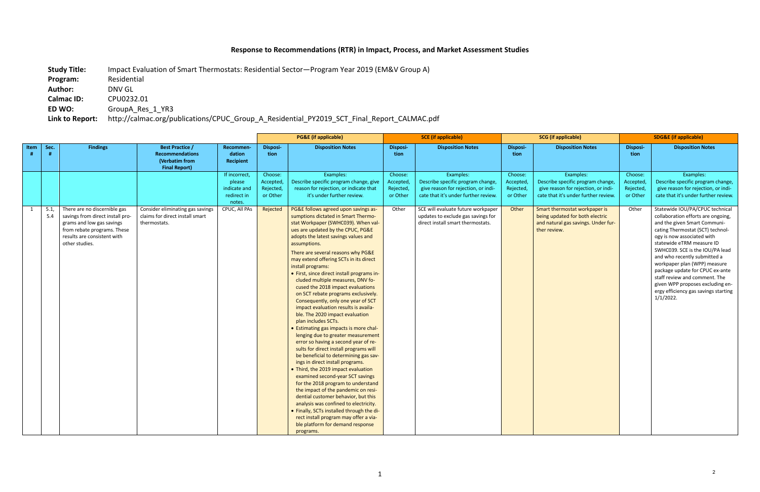# Response to Recommendations (RTR) in Impact, Process, and Market Assessment Studies

**Study Title:** Impact Evaluation of Smart Thermostats: Residential Sector—Program Year 2019 (EM&V Group A)
**Program:** Residential
**Author:** DNV GL
**Calmac ID:** CPU0232.01
**ED WO:** GroupA_Res_1_YR3
**Link to Report:** http://calmac.org/publications/CPUC_Group_A_Residential_PY2019_SCT_Final_Report_CALMAC.pdf

| | | | | | PG&E (if applicable) | | SCE (if applicable) | | SCG (if applicable) | | SDG&E (if applicable) | |
|---|---|---|---|---|---|---|---|---|---|---|---|---|
| **Item #** | **Sec. #** | **Findings** | **Best Practice / Recommendations (Verbatim from Final Report)** | **Recommendation Recipient** | **Disposition** | **Disposition Notes** | **Disposition** | **Disposition Notes** | **Disposition** | **Disposition Notes** | **Disposition** | **Disposition Notes** |
| | | | | If incorrect, please indicate and redirect in notes. | Choose: Accepted, Rejected, or Other | Examples: Describe specific program change, give reason for rejection, or indicate that it's under further review. | Choose: Accepted, Rejected, or Other | Examples: Describe specific program change, give reason for rejection, or indicate that it's under further review. | Choose: Accepted, Rejected, or Other | Examples: Describe specific program change, give reason for rejection, or indicate that it's under further review. | Choose: Accepted, Rejected, or Other | Examples: Describe specific program change, give reason for rejection, or indicate that it's under further review. |
| 1 | 5.1, 5.4 | There are no discernible gas savings from direct install programs and low gas savings from rebate programs. These results are consistent with other studies. | Consider eliminating gas savings claims for direct install smart thermostats. | CPUC, All PAs | Rejected | PG&E follows agreed upon savings assumptions dictated in Smart Thermostat Workpaper (SWHC039). When values are updated by the CPUC, PG&E adopts the latest savings values and assumptions.<br><br>There are several reasons why PG&E may extend offering SCTs in its direct install programs:<br>• First, since direct install programs included multiple measures, DNV focused the 2018 impact evaluations on SCT rebate programs exclusively. Consequently, only one year of SCT impact evaluation results is available. The 2020 impact evaluation plan includes SCTs.<br>• Estimating gas impacts is more challenging due to greater measurement error so having a second year of results for direct install programs will be beneficial to determining gas savings in direct install programs.<br>• Third, the 2019 impact evaluation examined second-year SCT savings for the 2018 program to understand the impact of the pandemic on residential customer behavior, but this analysis was confined to electricity.<br>• Finally, SCTs installed through the direct install program may offer a viable platform for demand response programs. | Other | SCE will evaluate future workpaper updates to exclude gas savings for direct install smart thermostats. | Other | Smart thermostat workpaper is being updated for both electric and natural gas savings. Under further review. | Other | Statewide IOU/PA/CPUC technical collaboration efforts are ongoing, and the given Smart Communicating Thermostat (SCT) technology is now associated with statewide eTRM measure ID SWHC039. SCE is the IOU/PA lead and who recently submitted a workpaper plan (WPP) measure package update for CPUC ex-ante staff review and comment. The given WPP proposes excluding energy efficiency gas savings starting 1/1/2022. |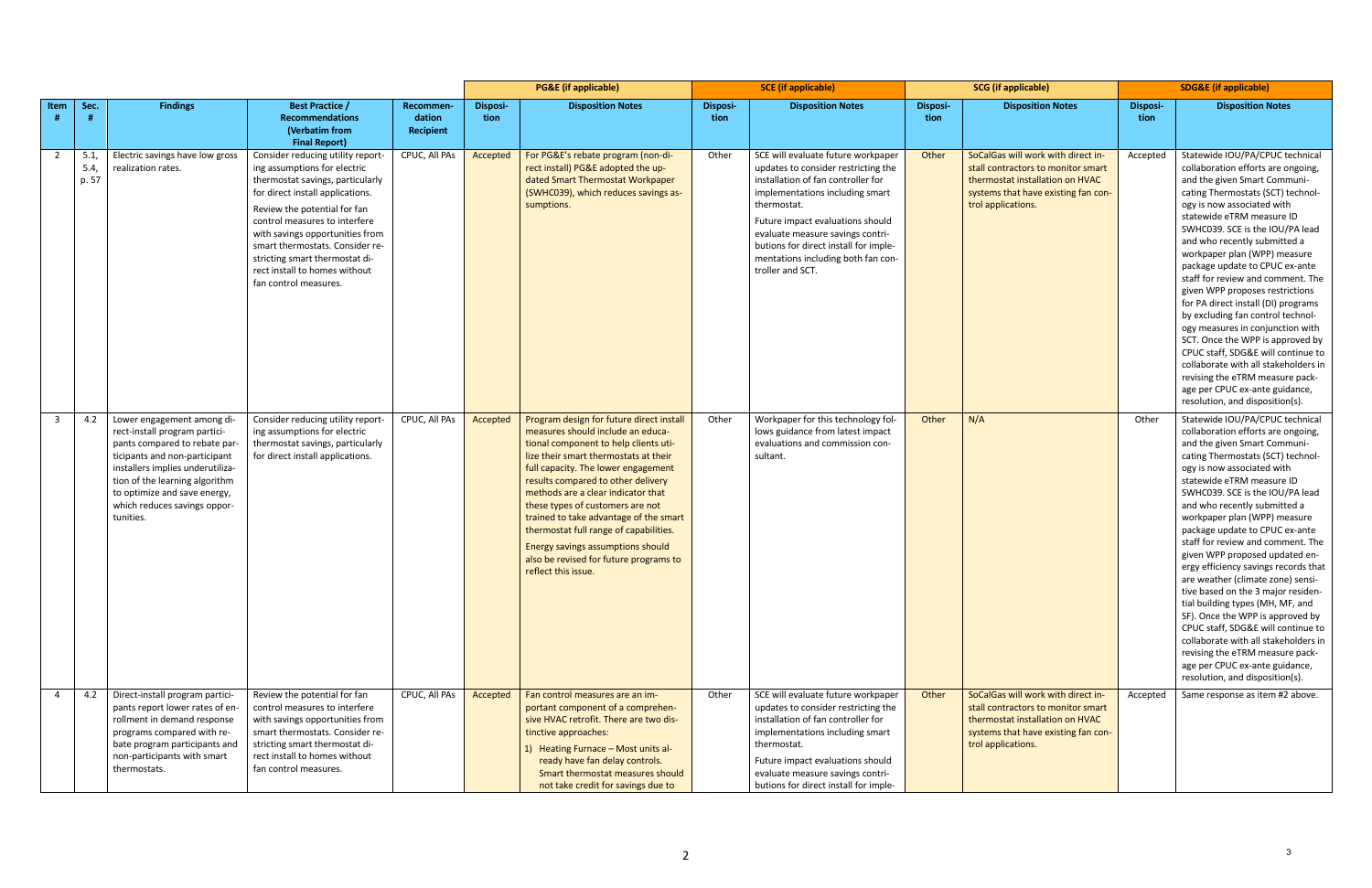| Item # | Sec. # | Findings | Best Practice / Recommendations (Verbatim from Final Report) | Recommendation Recipient | PG&E (if applicable) | | SCE (if applicable) | | SCG (if applicable) | | SDG&E (if applicable) | |
|---|---|---|---|---|---|---|---|---|---|---|---|---|
| | | | | | Disposition | Disposition Notes | Disposition | Disposition Notes | Disposition | Disposition Notes | Disposition | Disposition Notes |
| 2 | 5.1, 5.4, p. 57 | Electric savings have low gross realization rates. | Consider reducing utility reporting assumptions for electric thermostat savings, particularly for direct install applications. Review the potential for fan control measures to interfere with savings opportunities from smart thermostats. Consider restricting smart thermostat direct install to homes without fan control measures. | CPUC, All PAs | Accepted | For PG&E's rebate program (non-direct install) PG&E adopted the updated Smart Thermostat Workpaper (SWHC039), which reduces savings assumptions. | Other | SCE will evaluate future workpaper updates to consider restricting the installation of fan controller for implementations including smart thermostat. Future impact evaluations should evaluate measure savings contributions for direct install for implementations including both fan controller and SCT. | Other | SoCalGas will work with direct install contractors to monitor smart thermostat installation on HVAC systems that have existing fan control applications. | Accepted | Statewide IOU/PA/CPUC technical collaboration efforts are ongoing, and the given Smart Communicating Thermostats (SCT) technology is now associated with statewide eTRM measure ID SWHC039. SCE is the IOU/PA lead and who recently submitted a workpaper plan (WPP) measure package update to CPUC ex-ante staff for review and comment. The given WPP proposes restrictions for PA direct install (DI) programs by excluding fan control technology measures in conjunction with SCT. Once the WPP is approved by CPUC staff, SDG&E will continue to collaborate with all stakeholders in revising the eTRM measure package per CPUC ex-ante guidance, resolution, and disposition(s). |
| 3 | 4.2 | Lower engagement among direct-install program participants compared to rebate participants and non-participant installers implies underutilization of the learning algorithm to optimize and save energy, which reduces savings opportunities. | Consider reducing utility reporting assumptions for electric thermostat savings, particularly for direct install applications. | CPUC, All PAs | Accepted | Program design for future direct install measures should include an educational component to help clients utilize their smart thermostats at their full capacity. The lower engagement results compared to other delivery methods are a clear indicator that these types of customers are not trained to take advantage of the smart thermostat full range of capabilities. Energy savings assumptions should also be revised for future programs to reflect this issue. | Other | Workpaper for this technology follows guidance from latest impact evaluations and commission consultant. | Other | N/A | Other | Statewide IOU/PA/CPUC technical collaboration efforts are ongoing, and the given Smart Communicating Thermostats (SCT) technology is now associated with statewide eTRM measure ID SWHC039. SCE is the IOU/PA lead and who recently submitted a workpaper plan (WPP) measure package update to CPUC ex-ante staff for review and comment. The given WPP proposed updated energy efficiency savings records that are weather (climate zone) sensitive based on the 3 major residential building types (MH, MF, and SF). Once the WPP is approved by CPUC staff, SDG&E will continue to collaborate with all stakeholders in revising the eTRM measure package per CPUC ex-ante guidance, resolution, and disposition(s). |
| 4 | 4.2 | Direct-install program participants report lower rates of enrollment in demand response programs compared with rebate program participants and non-participants with smart thermostats. | Review the potential for fan control measures to interfere with savings opportunities from smart thermostats. Consider restricting smart thermostat direct install to homes without fan control measures. | CPUC, All PAs | Accepted | Fan control measures are an important component of a comprehensive HVAC retrofit. There are two distinctive approaches: 1) Heating Furnace – Most units already have fan delay controls. Smart thermostat measures should not take credit for savings due to | Other | SCE will evaluate future workpaper updates to consider restricting the installation of fan controller for implementations including smart thermostat. Future impact evaluations should evaluate measure savings contributions for direct install for imple- | Other | SoCalGas will work with direct install contractors to monitor smart thermostat installation on HVAC systems that have existing fan control applications. | Accepted | Same response as item #2 above. |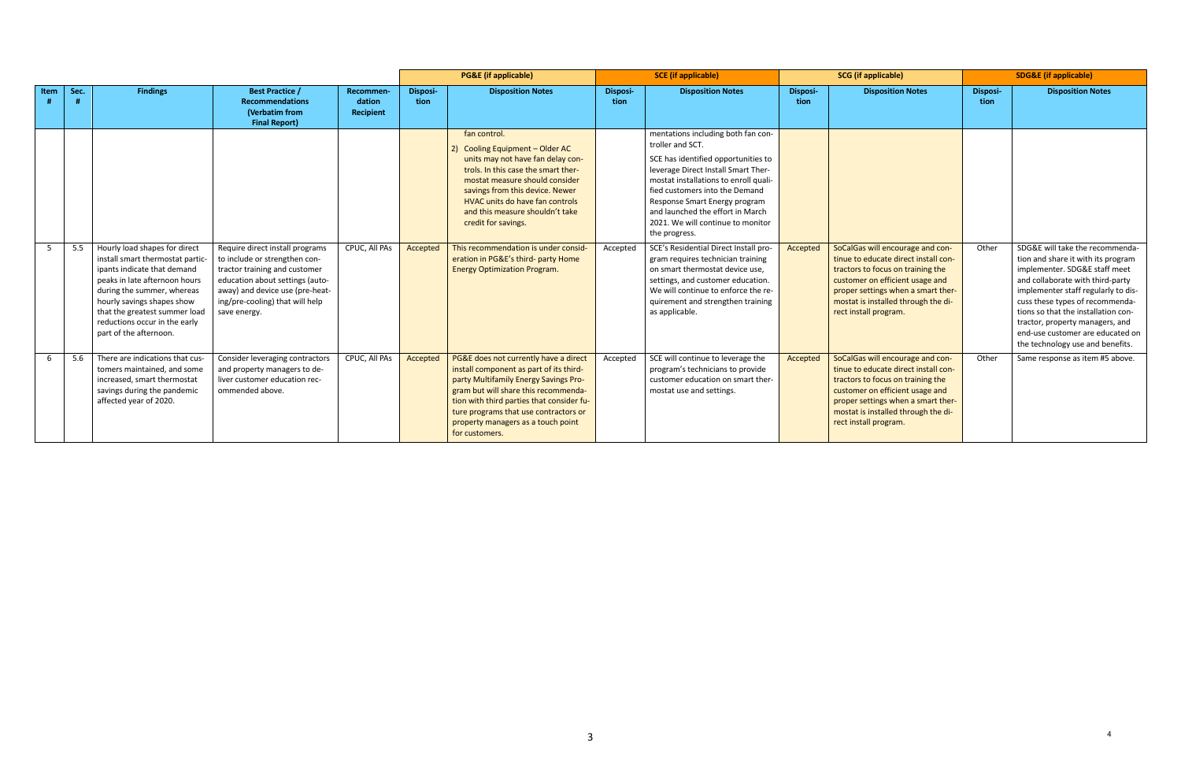| | | | | | PG&E (if applicable) | | SCE (if applicable) | | SCG (if applicable) | | SDG&E (if applicable) | |
|---|---|---|---|---|---|---|---|---|---|---|---|---|
| **Item #** | **Sec. #** | **Findings** | **Best Practice / Recommendations (Verbatim from Final Report)** | **Recommendation Recipient** | **Disposition** | **Disposition Notes** | **Disposition** | **Disposition Notes** | **Disposition** | **Disposition Notes** | **Disposition** | **Disposition Notes** |
| | | | | | | fan control.<br>2) Cooling Equipment – Older AC units may not have fan delay controls. In this case the smart thermostat measure should consider savings from this device. Newer HVAC units do have fan controls and this measure shouldn't take credit for savings. | | mentations including both fan controller and SCT.<br>SCE has identified opportunities to leverage Direct Install Smart Thermostat installations to enroll qualified customers into the Demand Response Smart Energy program and launched the effort in March 2021. We will continue to monitor the progress. | | | | |
| 5 | 5.5 | Hourly load shapes for direct install smart thermostat participants indicate that demand peaks in late afternoon hours during the summer, whereas hourly savings shapes show that the greatest summer load reductions occur in the early part of the afternoon. | Require direct install programs to include or strengthen contractor training and customer education about settings (auto-away) and device use (pre-heating/pre-cooling) that will help save energy. | CPUC, All PAs | Accepted | This recommendation is under consideration in PG&E's third- party Home Energy Optimization Program. | Accepted | SCE's Residential Direct Install program requires technician training on smart thermostat device use, settings, and customer education. We will continue to enforce the requirement and strengthen training as applicable. | Accepted | SoCalGas will encourage and continue to educate direct install contractors to focus on training the customer on efficient usage and proper settings when a smart thermostat is installed through the direct install program. | Other | SDG&E will take the recommendation and share it with its program implementer. SDG&E staff meet and collaborate with third-party implementer staff regularly to discuss these types of recommendations so that the installation contractor, property managers, and end-use customer are educated on the technology use and benefits. |
| 6 | 5.6 | There are indications that customers maintained, and some increased, smart thermostat savings during the pandemic affected year of 2020. | Consider leveraging contractors and property managers to deliver customer education recommended above. | CPUC, All PAs | Accepted | PG&E does not currently have a direct install component as part of its third-party Multifamily Energy Savings Program but will share this recommendation with third parties that consider future programs that use contractors or property managers as a touch point for customers. | Accepted | SCE will continue to leverage the program's technicians to provide customer education on smart thermostat use and settings. | Accepted | SoCalGas will encourage and continue to educate direct install contractors to focus on training the customer on efficient usage and proper settings when a smart thermostat is installed through the direct install program. | Other | Same response as item #5 above. |